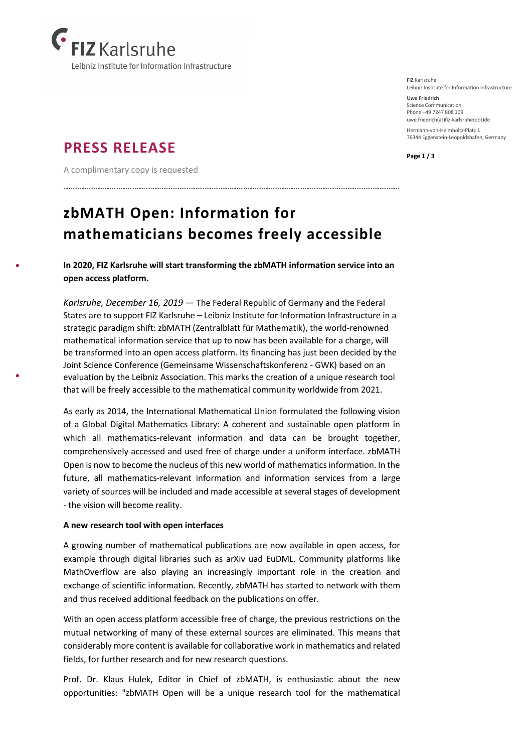FIZ Karlsruhe
Leibniz Institute for Information Infrastructure

**FIZ** Karlsruhe
Leibniz Institute for Information Infrastructure

**Uwe Friedrich**
Science Communication
Phone +49 7247 808 109
uwe.friedrich(at)fiz-karlsruhe(dot)de

Hermann-von-Helmholtz-Platz 1
76344 Eggenstein-Leopoldshafen, Germany

## PRESS RELEASE

A complimentary copy is requested

# zbMATH Open: Information for mathematicians becomes freely accessible

**In 2020, FIZ Karlsruhe will start transforming the zbMATH information service into an open access platform.**

*Karlsruhe, December 16, 2019* — The Federal Republic of Germany and the Federal States are to support FIZ Karlsruhe – Leibniz Institute for Information Infrastructure in a strategic paradigm shift: zbMATH (Zentralblatt für Mathematik), the world-renowned mathematical information service that up to now has been available for a charge, will be transformed into an open access platform. Its financing has just been decided by the Joint Science Conference (Gemeinsame Wissenschaftskonferenz - GWK) based on an evaluation by the Leibniz Association. This marks the creation of a unique research tool that will be freely accessible to the mathematical community worldwide from 2021.

As early as 2014, the International Mathematical Union formulated the following vision of a Global Digital Mathematics Library: A coherent and sustainable open platform in which all mathematics-relevant information and data can be brought together, comprehensively accessed and used free of charge under a uniform interface. zbMATH Open is now to become the nucleus of this new world of mathematics information. In the future, all mathematics-relevant information and information services from a large variety of sources will be included and made accessible at several stages of development - the vision will become reality.

### A new research tool with open interfaces

A growing number of mathematical publications are now available in open access, for example through digital libraries such as arXiv uad EuDML. Community platforms like MathOverflow are also playing an increasingly important role in the creation and exchange of scientific information. Recently, zbMATH has started to network with them and thus received additional feedback on the publications on offer.

With an open access platform accessible free of charge, the previous restrictions on the mutual networking of many of these external sources are eliminated. This means that considerably more content is available for collaborative work in mathematics and related fields, for further research and for new research questions.

Prof. Dr. Klaus Hulek, Editor in Chief of zbMATH, is enthusiastic about the new opportunities: "zbMATH Open will be a unique research tool for the mathematical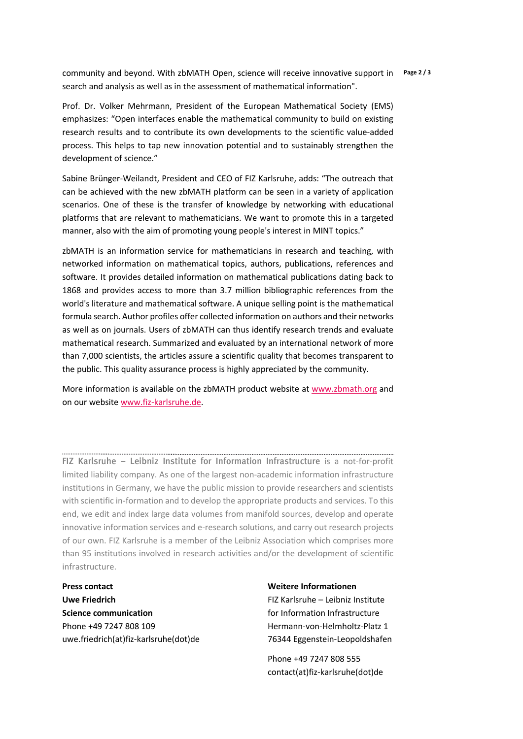community and beyond. With zbMATH Open, science will receive innovative support in search and analysis as well as in the assessment of mathematical information".

Prof. Dr. Volker Mehrmann, President of the European Mathematical Society (EMS) emphasizes: "Open interfaces enable the mathematical community to build on existing research results and to contribute its own developments to the scientific value-added process. This helps to tap new innovation potential and to sustainably strengthen the development of science."

Sabine Brünger-Weilandt, President and CEO of FIZ Karlsruhe, adds: "The outreach that can be achieved with the new zbMATH platform can be seen in a variety of application scenarios. One of these is the transfer of knowledge by networking with educational platforms that are relevant to mathematicians. We want to promote this in a targeted manner, also with the aim of promoting young people's interest in MINT topics."

zbMATH is an information service for mathematicians in research and teaching, with networked information on mathematical topics, authors, publications, references and software. It provides detailed information on mathematical publications dating back to 1868 and provides access to more than 3.7 million bibliographic references from the world's literature and mathematical software. A unique selling point is the mathematical formula search. Author profiles offer collected information on authors and their networks as well as on journals. Users of zbMATH can thus identify research trends and evaluate mathematical research. Summarized and evaluated by an international network of more than 7,000 scientists, the articles assure a scientific quality that becomes transparent to the public. This quality assurance process is highly appreciated by the community.

More information is available on the zbMATH product website at www.zbmath.org and on our website www.fiz-karlsruhe.de.

---

**FIZ Karlsruhe – Leibniz Institute for Information Infrastructure** is a not-for-profit limited liability company. As one of the largest non-academic information infrastructure institutions in Germany, we have the public mission to provide researchers and scientists with scientific in-formation and to develop the appropriate products and services. To this end, we edit and index large data volumes from manifold sources, develop and operate innovative information services and e-research solutions, and carry out research projects of our own. FIZ Karlsruhe is a member of the Leibniz Association which comprises more than 95 institutions involved in research activities and/or the development of scientific infrastructure.

**Press contact**
**Uwe Friedrich**
**Science communication**
Phone +49 7247 808 109
uwe.friedrich(at)fiz-karlsruhe(dot)de

**Weitere Informationen**
FIZ Karlsruhe – Leibniz Institute for Information Infrastructure
Hermann-von-Helmholtz-Platz 1
76344 Eggenstein-Leopoldshafen

Phone +49 7247 808 555
contact(at)fiz-karlsruhe(dot)de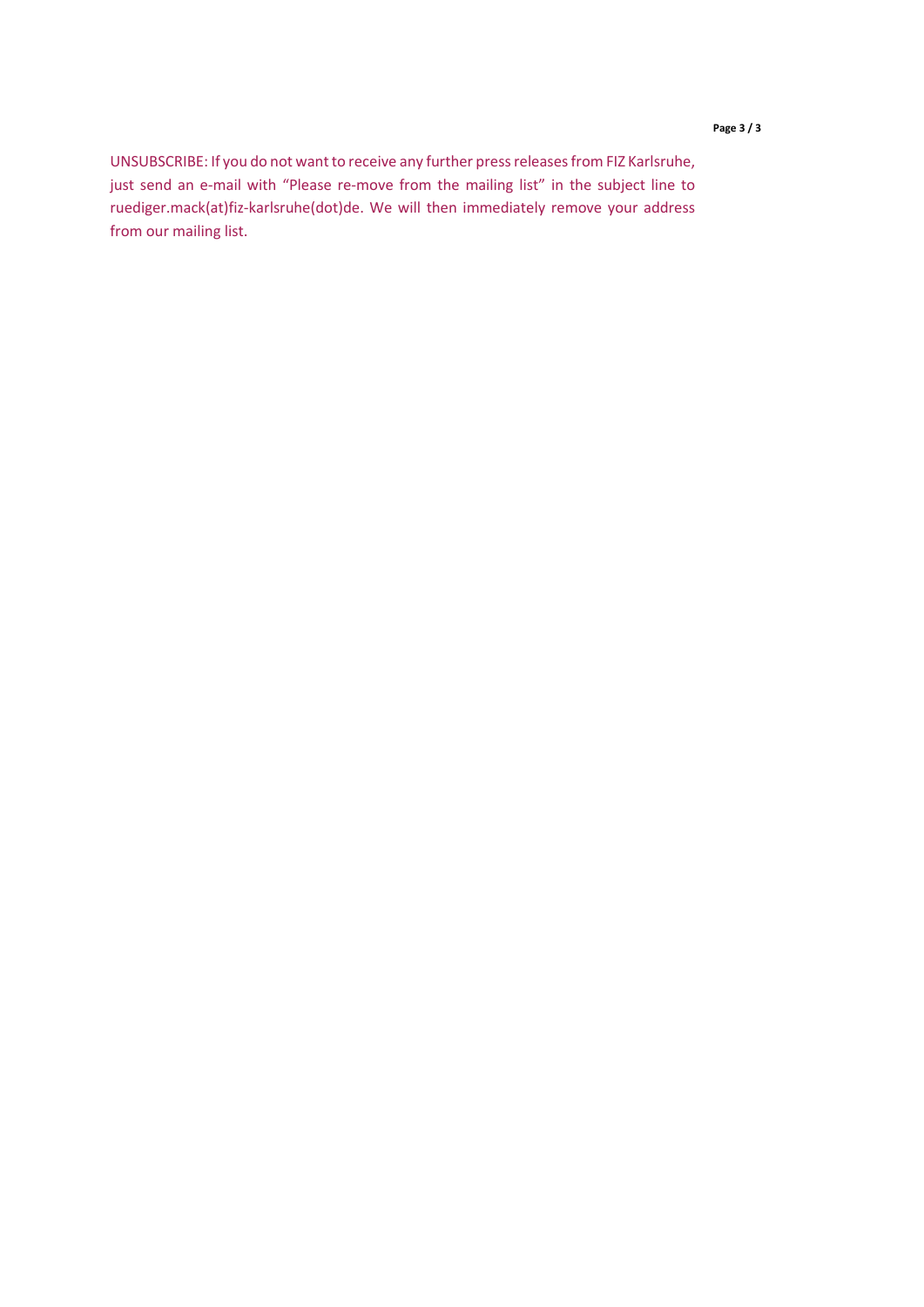UNSUBSCRIBE: If you do not want to receive any further press releases from FIZ Karlsruhe, just send an e-mail with “Please re-move from the mailing list” in the subject line to ruediger.mack(at)fiz-karlsruhe(dot)de. We will then immediately remove your address from our mailing list.